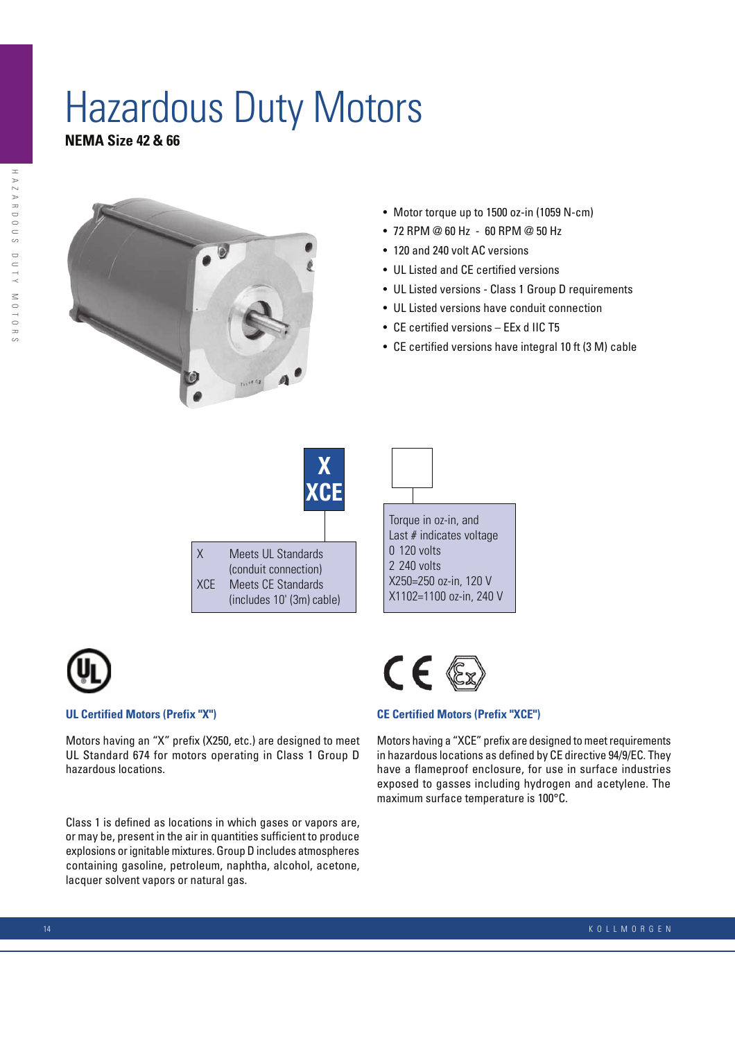# Hazardous Duty Motors

**NEMA Size 42 & 66**

- Motor torque up to 1500 oz-in (1059 N-cm)
- 72 RPM @ 60 Hz - 60 RPM @ 50 Hz
- 120 and 240 volt AC versions
- UL Listed and CE certified versions
- UL Listed versions - Class 1 Group D requirements
- UL Listed versions have conduit connection
- CE certified versions – EEx d IIC T5
- CE certified versions have integral 10 ft (3 M) cable

**X**
**XCE**

| | |
|---|---|
| X | Meets UL Standards (conduit connection) |
| XCE | Meets CE Standards (includes 10' (3m) cable) |

Torque in oz-in, and
Last # indicates voltage
0 120 volts
2 240 volts
X250=250 oz-in, 120 V
X1102=1100 oz-in, 240 V

### UL Certified Motors (Prefix "X")

Motors having an "X" prefix (X250, etc.) are designed to meet UL Standard 674 for motors operating in Class 1 Group D hazardous locations.

Class 1 is defined as locations in which gases or vapors are, or may be, present in the air in quantities sufficient to produce explosions or ignitable mixtures. Group D includes atmospheres containing gasoline, petroleum, naphtha, alcohol, acetone, lacquer solvent vapors or natural gas.

### CE Certified Motors (Prefix "XCE")

Motors having a "XCE" prefix are designed to meet requirements in hazardous locations as defined by CE directive 94/9/EC. They have a flameproof enclosure, for use in surface industries exposed to gasses including hydrogen and acetylene. The maximum surface temperature is 100°C.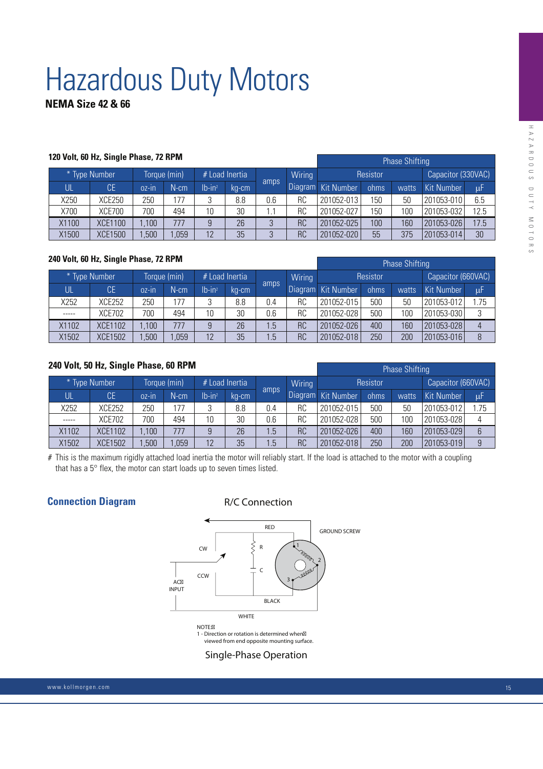# Hazardous Duty Motors

**NEMA Size 42 & 66**

### 120 Volt, 60 Hz, Single Phase, 72 RPM

| * Type Number | | Torque (min) | | # Load Inertia | | amps | Wiring Diagram | Phase Shifting | | | | |
|---|---|---|---|---|---|---|---|---|---|---|---|---|
| | | | | | | | | Resistor | | | Capacitor (330VAC) | |
| UL | CE | oz-in | N-cm | lb-in² | kg-cm | | | Kit Number | ohms | watts | Kit Number | µF |
| X250 | XCE250 | 250 | 177 | 3 | 8.8 | 0.6 | RC | 201052-013 | 150 | 50 | 201053-010 | 6.5 |
| X700 | XCE700 | 700 | 494 | 10 | 30 | 1.1 | RC | 201052-027 | 150 | 100 | 201053-032 | 12.5 |
| X1100 | XCE1100 | 1,100 | 777 | 9 | 26 | 3 | RC | 201052-025 | 100 | 160 | 201053-026 | 17.5 |
| X1500 | XCE1500 | 1,500 | 1,059 | 12 | 35 | 3 | RC | 201052-020 | 55 | 375 | 201053-014 | 30 |

### 240 Volt, 60 Hz, Single Phase, 72 RPM

| * Type Number | | Torque (min) | | # Load Inertia | | amps | Wiring Diagram | Phase Shifting | | | | |
|---|---|---|---|---|---|---|---|---|---|---|---|---|
| | | | | | | | | Resistor | | | Capacitor (660VAC) | |
| UL | CE | oz-in | N-cm | lb-in² | kg-cm | | | Kit Number | ohms | watts | Kit Number | µF |
| X252 | XCE252 | 250 | 177 | 3 | 8.8 | 0.4 | RC | 201052-015 | 500 | 50 | 201053-012 | 1.75 |
| ----- | XCE702 | 700 | 494 | 10 | 30 | 0.6 | RC | 201052-028 | 500 | 100 | 201053-030 | 3 |
| X1102 | XCE1102 | 1,100 | 777 | 9 | 26 | 1.5 | RC | 201052-026 | 400 | 160 | 201053-028 | 4 |
| X1502 | XCE1502 | 1,500 | 1,059 | 12 | 35 | 1.5 | RC | 201052-018 | 250 | 200 | 201053-016 | 8 |

### 240 Volt, 50 Hz, Single Phase, 60 RPM

| * Type Number | | Torque (min) | | # Load Inertia | | amps | Wiring Diagram | Phase Shifting | | | | |
|---|---|---|---|---|---|---|---|---|---|---|---|---|
| | | | | | | | | Resistor | | | Capacitor (660VAC) | |
| UL | CE | oz-in | N-cm | lb-in² | kg-cm | | | Kit Number | ohms | watts | Kit Number | µF |
| X252 | XCE252 | 250 | 177 | 3 | 8.8 | 0.4 | RC | 201052-015 | 500 | 50 | 201053-012 | 1.75 |
| ----- | XCE702 | 700 | 494 | 10 | 30 | 0.6 | RC | 201052-028 | 500 | 100 | 201053-028 | 4 |
| X1102 | XCE1102 | 1,100 | 777 | 9 | 26 | 1.5 | RC | 201052-026 | 400 | 160 | 201053-029 | 6 |
| X1502 | XCE1502 | 1,500 | 1,059 | 12 | 35 | 1.5 | RC | 201052-018 | 250 | 200 | 201053-019 | 9 |

# This is the maximum rigidly attached load inertia the motor will reliably start. If the load is attached to the motor with a coupling that has a 5° flex, the motor can start loads up to seven times listed.

## Connection Diagram

R/C Connection

RED, GROUND SCREW, CW, R, CCW, C, AC INPUT, BLACK, WHITE

NOTE:
1 - Direction or rotation is determined when viewed from end opposite mounting surface.

Single-Phase Operation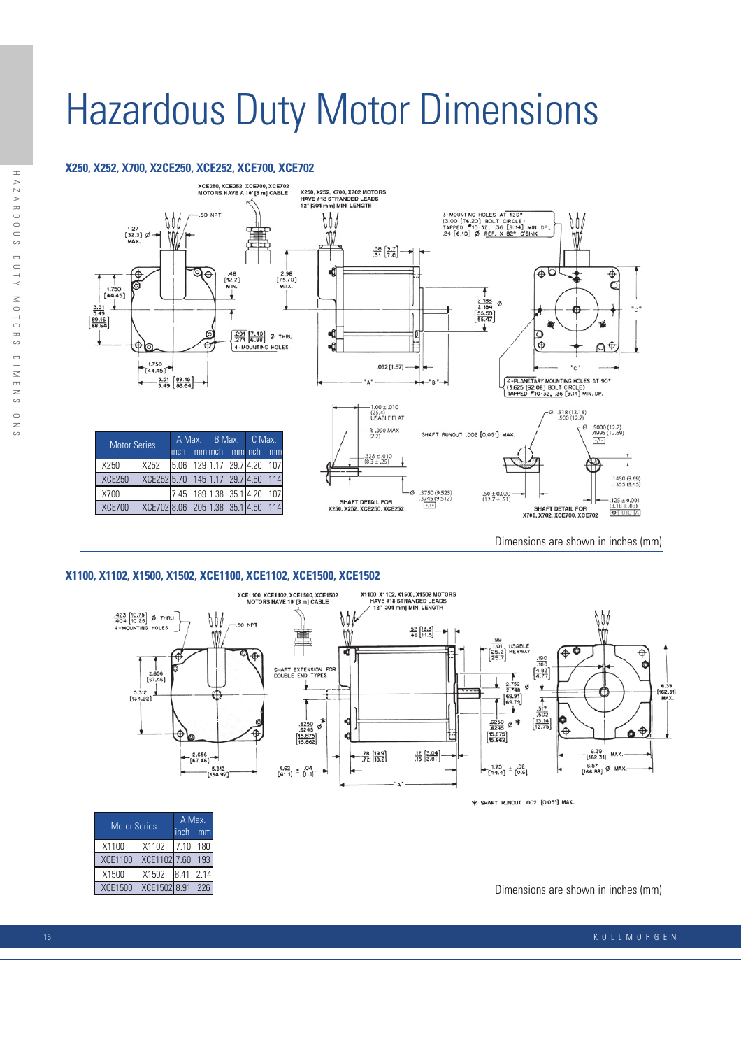# Hazardous Duty Motor Dimensions

### X250, X252, X700, X2CE250, XCE252, XCE700, XCE702

XCE250, XCE252, XCE700, XCE702 MOTORS HAVE A 10' [3 m] CABLE

X250, X252, X700, X702 MOTORS HAVE #18 STRANDED LEADS 12" [304 mm] MIN. LENGTH

.50 NPT

1.27 [32.3] Ø MAX.

1.750 [44.45]

3.51 3.49 [89.16 88.64]

.48 [12.2] MIN.

2.98 [75.70] MAX.

.291 .271 [7.40 6.88] Ø THRU 4-MOUNTING HOLES

1.750 [44.45]

3.51 3.49 [89.16 88.64]

.38 .31 [9.7 7.8]

3-MOUNTING HOLES AT 120° (3.00 [76.20] BOLT CIRCLE) TAPPED #10-32, .36 [9.14] MIN. DP., .24 [6.10] Ø REF. X 82° C'SINK

2.188 2.184 [55.58 55.47] Ø

.062 [1.57]

"A" "B" "C"

4-PLANETARY MOUNTING HOLES AT 90° (3.625 [92.08] BOLT CIRCLE) TAPPED #10-32, .36 [9.14] MIN. DP.

1.00 ± .010 (25.4) USABLE FLAT

R .090 MAX (2.2)

.328 ± .010 (8.3 ± .25)

Ø .3750 (9.525) .3745 (9.512) -A-

SHAFT DETAIL FOR X250, X252, XCE250, XCE252

SHAFT RUNOUT .002 [0.051] MAX.

Ø .518 (13.16) .500 (12.7)

Ø .5000 (12.7) .4995 (12.69) -A-

.50 ± 0.020 (12.7 ± .51)

.1450 (3.69) .1355 (3.45)

.125 ± 0.001 (3.18 ± .03)

.010 A

SHAFT DETAIL FOR X700, X702, XCE700, XCE702

| Motor Series | | A Max. | | B Max. | | C Max. | |
|---|---|---|---|---|---|---|---|
| | | inch | mm | inch | mm | inch | mm |
| X250 | X252 | 5.06 | 129 | 1.17 | 29.7 | 4.20 | 107 |
| XCE250 | XCE252 | 5.70 | 145 | 1.17 | 29.7 | 4.50 | 114 |
| X700 | | 7.45 | 189 | 1.38 | 35.1 | 4.20 | 107 |
| XCE700 | XCE702 | 8.06 | 205 | 1.38 | 35.1 | 4.50 | 114 |

Dimensions are shown in inches (mm)

### X1100, X1102, X1500, X1502, XCE1100, XCE1102, XCE1500, XCE1502

XCE1100, XCE1102, XCE1500, XCE1502 MOTORS HAVE 10' [3 m] CABLE

X1100, X1102, X1500, X1502 MOTORS HAVE #18 STRANDED LEADS 12" [304 mm] MIN. LENGTH

.423 .404 [10.75 10.26] Ø THRU 4-MOUNTING HOLES

.50 NPT

2.656 [67.46]

5.312 [134.92]

SHAFT EXTENSION FOR DOUBLE END TYPES

.6250 .6245 [15.875 15.862] Ø *

.52 .46 [13.3 11.8]

.99 1.01 [25.2 25.7] USABLE KEYWAY

.190 .188 [4.83 4.77]

2.752 2.748 [69.91 69.79] Ø

.517 .502 [13.14 12.75]

.6250 .6245 [15.875 15.862] Ø *

6.39 [162.31] MAX.

2.656 [67.46]

5.312 [134.92]

1.62 [41.1] ± .04 [1.1]

.78 .72 [19.9 18.2]

.12 .15 [3.04 3.81]

"A"

1.75 [44.4] ± .02 [0.5]

6.39 [162.31] MAX.

6.57 [166.88] Ø MAX.

* SHAFT RUNOUT .002 [0.051] MAX.

| Motor Series | | A Max. | |
|---|---|---|---|
| | | inch | mm |
| X1100 | X1102 | 7.10 | 180 |
| XCE1100 | XCE1102 | 7.60 | 193 |
| X1500 | X1502 | 8.41 | 2.14 |
| XCE1500 | XCE1502 | 8.91 | 226 |

Dimensions are shown in inches (mm)